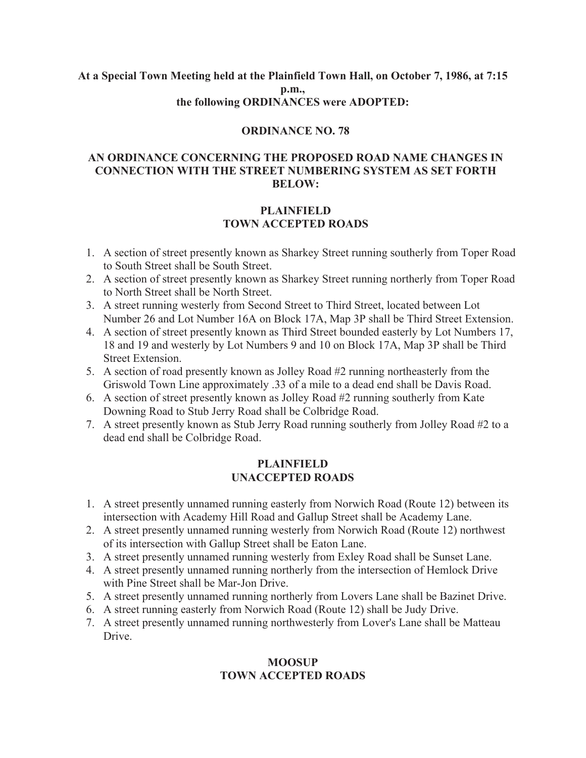**At a Special Town Meeting held at the Plainfield Town Hall, on October 7, 1986, at 7:15 p.m.,**
**the following ORDINANCES were ADOPTED:**

## ORDINANCE NO. 78

## AN ORDINANCE CONCERNING THE PROPOSED ROAD NAME CHANGES IN CONNECTION WITH THE STREET NUMBERING SYSTEM AS SET FORTH BELOW:

### PLAINFIELD
### TOWN ACCEPTED ROADS

1. A section of street presently known as Sharkey Street running southerly from Toper Road to South Street shall be South Street.
2. A section of street presently known as Sharkey Street running northerly from Toper Road to North Street shall be North Street.
3. A street running westerly from Second Street to Third Street, located between Lot Number 26 and Lot Number 16A on Block 17A, Map 3P shall be Third Street Extension.
4. A section of street presently known as Third Street bounded easterly by Lot Numbers 17, 18 and 19 and westerly by Lot Numbers 9 and 10 on Block 17A, Map 3P shall be Third Street Extension.
5. A section of road presently known as Jolley Road #2 running northeasterly from the Griswold Town Line approximately .33 of a mile to a dead end shall be Davis Road.
6. A section of street presently known as Jolley Road #2 running southerly from Kate Downing Road to Stub Jerry Road shall be Colbridge Road.
7. A street presently known as Stub Jerry Road running southerly from Jolley Road #2 to a dead end shall be Colbridge Road.

### PLAINFIELD
### UNACCEPTED ROADS

1. A street presently unnamed running easterly from Norwich Road (Route 12) between its intersection with Academy Hill Road and Gallup Street shall be Academy Lane.
2. A street presently unnamed running westerly from Norwich Road (Route 12) northwest of its intersection with Gallup Street shall be Eaton Lane.
3. A street presently unnamed running westerly from Exley Road shall be Sunset Lane.
4. A street presently unnamed running northerly from the intersection of Hemlock Drive with Pine Street shall be Mar-Jon Drive.
5. A street presently unnamed running northerly from Lovers Lane shall be Bazinet Drive.
6. A street running easterly from Norwich Road (Route 12) shall be Judy Drive.
7. A street presently unnamed running northwesterly from Lover's Lane shall be Matteau Drive.

### MOOSUP
### TOWN ACCEPTED ROADS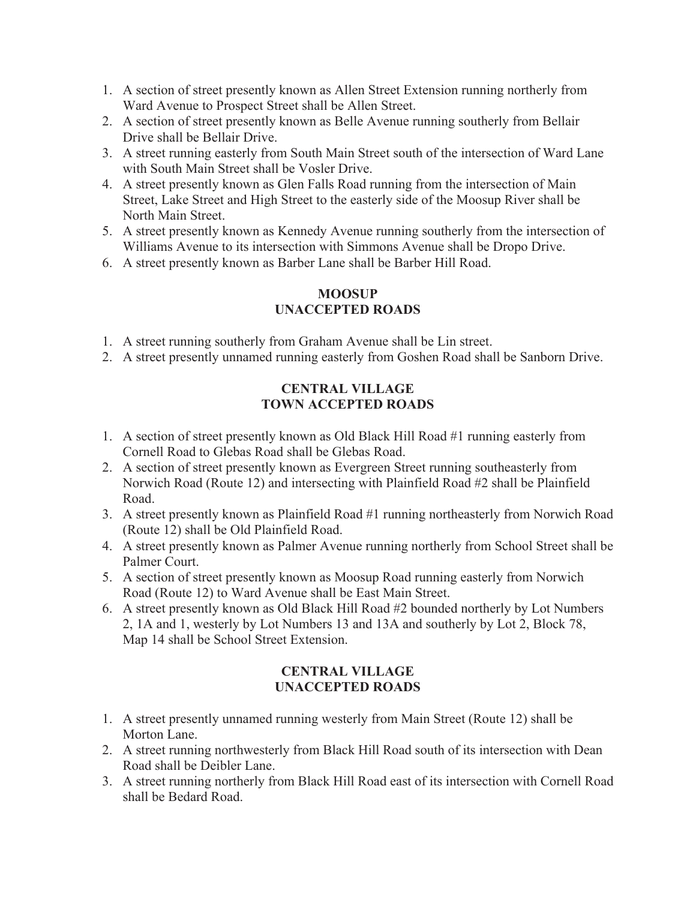1. A section of street presently known as Allen Street Extension running northerly from Ward Avenue to Prospect Street shall be Allen Street.
2. A section of street presently known as Belle Avenue running southerly from Bellair Drive shall be Bellair Drive.
3. A street running easterly from South Main Street south of the intersection of Ward Lane with South Main Street shall be Vosler Drive.
4. A street presently known as Glen Falls Road running from the intersection of Main Street, Lake Street and High Street to the easterly side of the Moosup River shall be North Main Street.
5. A street presently known as Kennedy Avenue running southerly from the intersection of Williams Avenue to its intersection with Simmons Avenue shall be Dropo Drive.
6. A street presently known as Barber Lane shall be Barber Hill Road.

## MOOSUP
## UNACCEPTED ROADS

1. A street running southerly from Graham Avenue shall be Lin street.
2. A street presently unnamed running easterly from Goshen Road shall be Sanborn Drive.

## CENTRAL VILLAGE
## TOWN ACCEPTED ROADS

1. A section of street presently known as Old Black Hill Road #1 running easterly from Cornell Road to Glebas Road shall be Glebas Road.
2. A section of street presently known as Evergreen Street running southeasterly from Norwich Road (Route 12) and intersecting with Plainfield Road #2 shall be Plainfield Road.
3. A street presently known as Plainfield Road #1 running northeasterly from Norwich Road (Route 12) shall be Old Plainfield Road.
4. A street presently known as Palmer Avenue running northerly from School Street shall be Palmer Court.
5. A section of street presently known as Moosup Road running easterly from Norwich Road (Route 12) to Ward Avenue shall be East Main Street.
6. A street presently known as Old Black Hill Road #2 bounded northerly by Lot Numbers 2, 1A and 1, westerly by Lot Numbers 13 and 13A and southerly by Lot 2, Block 78, Map 14 shall be School Street Extension.

## CENTRAL VILLAGE
## UNACCEPTED ROADS

1. A street presently unnamed running westerly from Main Street (Route 12) shall be Morton Lane.
2. A street running northwesterly from Black Hill Road south of its intersection with Dean Road shall be Deibler Lane.
3. A street running northerly from Black Hill Road east of its intersection with Cornell Road shall be Bedard Road.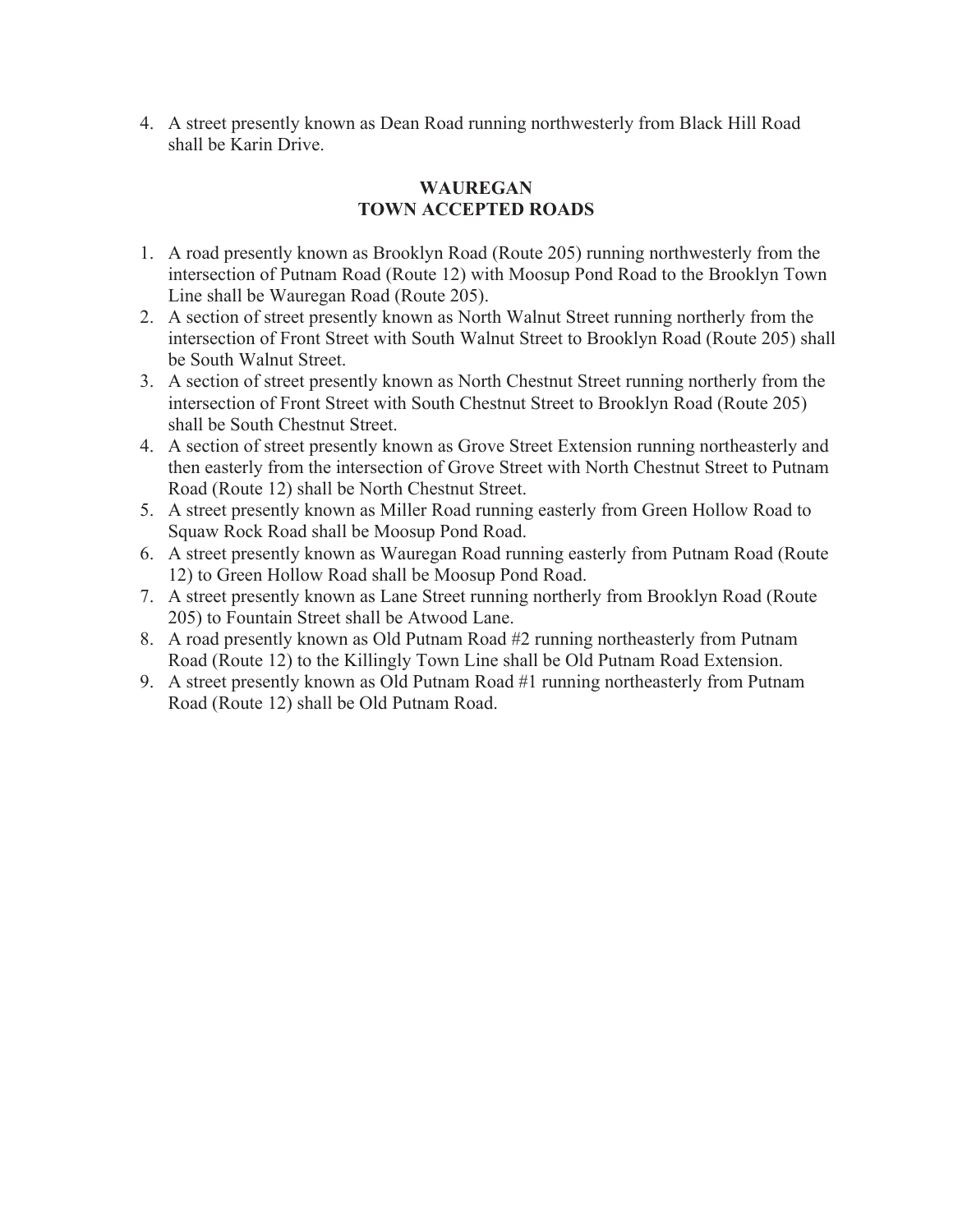4. A street presently known as Dean Road running northwesterly from Black Hill Road shall be Karin Drive.

## WAUREGAN
## TOWN ACCEPTED ROADS

1. A road presently known as Brooklyn Road (Route 205) running northwesterly from the intersection of Putnam Road (Route 12) with Moosup Pond Road to the Brooklyn Town Line shall be Wauregan Road (Route 205).
2. A section of street presently known as North Walnut Street running northerly from the intersection of Front Street with South Walnut Street to Brooklyn Road (Route 205) shall be South Walnut Street.
3. A section of street presently known as North Chestnut Street running northerly from the intersection of Front Street with South Chestnut Street to Brooklyn Road (Route 205) shall be South Chestnut Street.
4. A section of street presently known as Grove Street Extension running northeasterly and then easterly from the intersection of Grove Street with North Chestnut Street to Putnam Road (Route 12) shall be North Chestnut Street.
5. A street presently known as Miller Road running easterly from Green Hollow Road to Squaw Rock Road shall be Moosup Pond Road.
6. A street presently known as Wauregan Road running easterly from Putnam Road (Route 12) to Green Hollow Road shall be Moosup Pond Road.
7. A street presently known as Lane Street running northerly from Brooklyn Road (Route 205) to Fountain Street shall be Atwood Lane.
8. A road presently known as Old Putnam Road #2 running northeasterly from Putnam Road (Route 12) to the Killingly Town Line shall be Old Putnam Road Extension.
9. A street presently known as Old Putnam Road #1 running northeasterly from Putnam Road (Route 12) shall be Old Putnam Road.